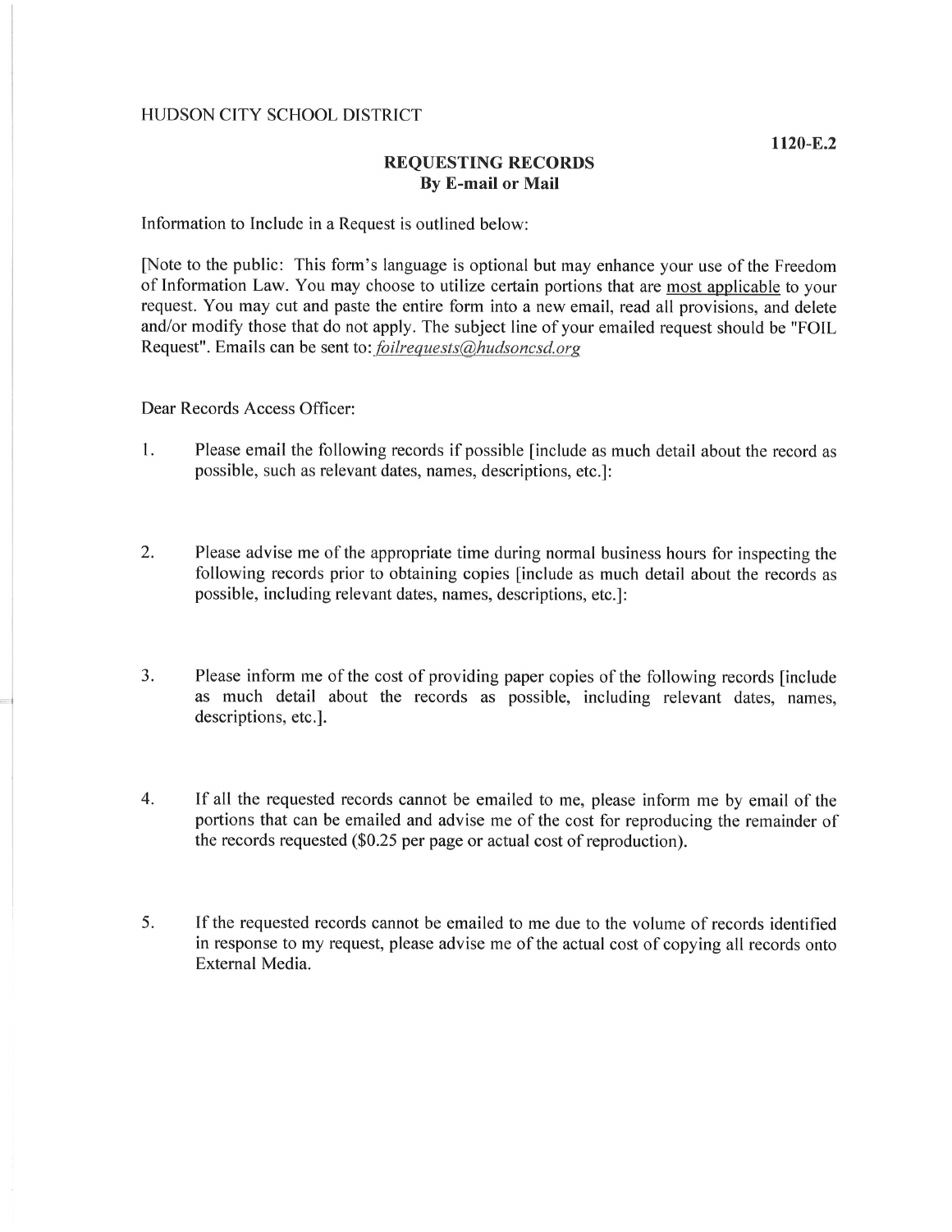HUDSON CITY SCHOOL DISTRICT

**1120-E.2**

## REQUESTING RECORDS
### By E-mail or Mail

Information to Include in a Request is outlined below:

[Note to the public: This form's language is optional but may enhance your use of the Freedom of Information Law. You may choose to utilize certain portions that are most applicable to your request. You may cut and paste the entire form into a new email, read all provisions, and delete and/or modify those that do not apply. The subject line of your emailed request should be "FOIL Request". Emails can be sent to: *foilrequests@hudsoncsd.org*

Dear Records Access Officer:

1. Please email the following records if possible [include as much detail about the record as possible, such as relevant dates, names, descriptions, etc.]:

2. Please advise me of the appropriate time during normal business hours for inspecting the following records prior to obtaining copies [include as much detail about the records as possible, including relevant dates, names, descriptions, etc.]:

3. Please inform me of the cost of providing paper copies of the following records [include as much detail about the records as possible, including relevant dates, names, descriptions, etc.].

4. If all the requested records cannot be emailed to me, please inform me by email of the portions that can be emailed and advise me of the cost for reproducing the remainder of the records requested ($0.25 per page or actual cost of reproduction).

5. If the requested records cannot be emailed to me due to the volume of records identified in response to my request, please advise me of the actual cost of copying all records onto External Media.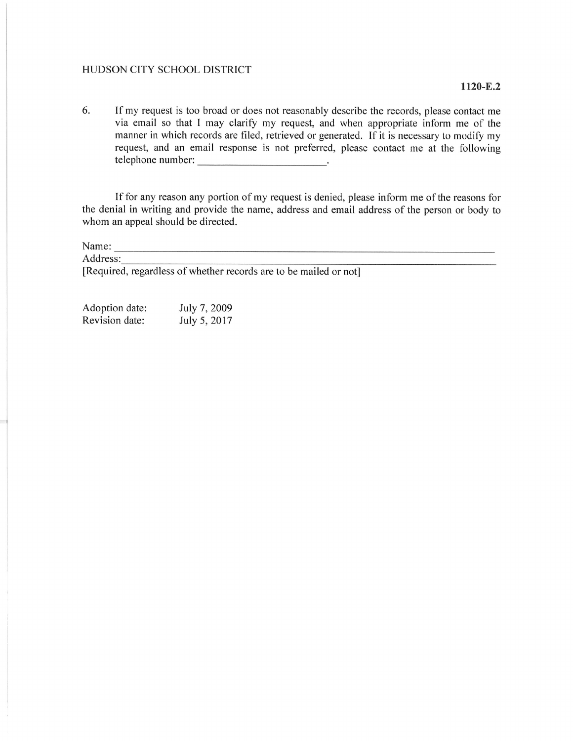6. If my request is too broad or does not reasonably describe the records, please contact me via email so that I may clarify my request, and when appropriate inform me of the manner in which records are filed, retrieved or generated. If it is necessary to modify my request, and an email response is not preferred, please contact me at the following telephone number: ________________________.

If for any reason any portion of my request is denied, please inform me of the reasons for the denial in writing and provide the name, address and email address of the person or body to whom an appeal should be directed.

Name: ______________________________________________________________________

Address: ____________________________________________________________________

[Required, regardless of whether records are to be mailed or not]

| | |
|---|---|
| Adoption date: | July 7, 2009 |
| Revision date: | July 5, 2017 |